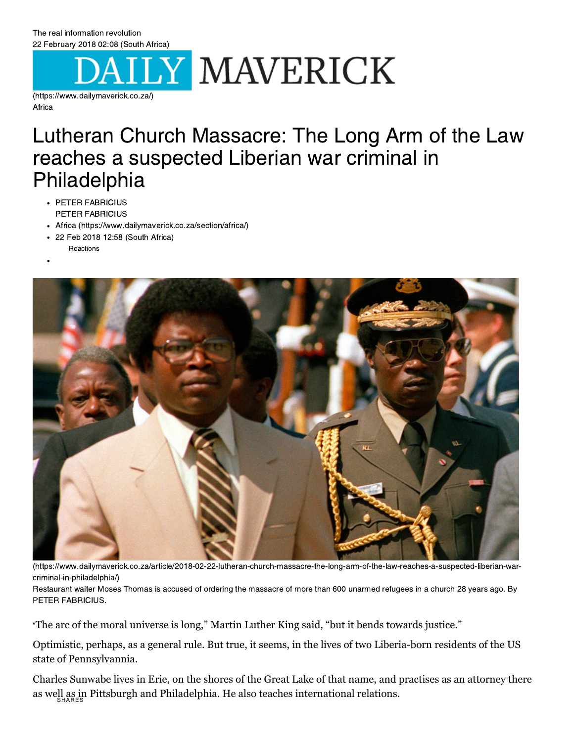The real information revolution
22 February 2018 02:08 (South Africa)

DAILY MAVERICK

(https://www.dailymaverick.co.za/)
Africa

# Lutheran Church Massacre: The Long Arm of the Law reaches a suspected Liberian war criminal in Philadelphia

- PETER FABRICIUS
  PETER FABRICIUS
- Africa (https://www.dailymaverick.co.za/section/africa/)
- 22 Feb 2018 12:58 (South Africa)
  Reactions

(https://www.dailymaverick.co.za/article/2018-02-22-lutheran-church-massacre-the-long-arm-of-the-law-reaches-a-suspected-liberian-war-criminal-in-philadelphia/)

Restaurant waiter Moses Thomas is accused of ordering the massacre of more than 600 unarmed refugees in a church 28 years ago. By PETER FABRICIUS.

"The arc of the moral universe is long," Martin Luther King said, "but it bends towards justice."

Optimistic, perhaps, as a general rule. But true, it seems, in the lives of two Liberia-born residents of the US state of Pennsylvannia.

Charles Sunwabe lives in Erie, on the shores of the Great Lake of that name, and practises as an attorney there as well as in Pittsburgh and Philadelphia. He also teaches international relations.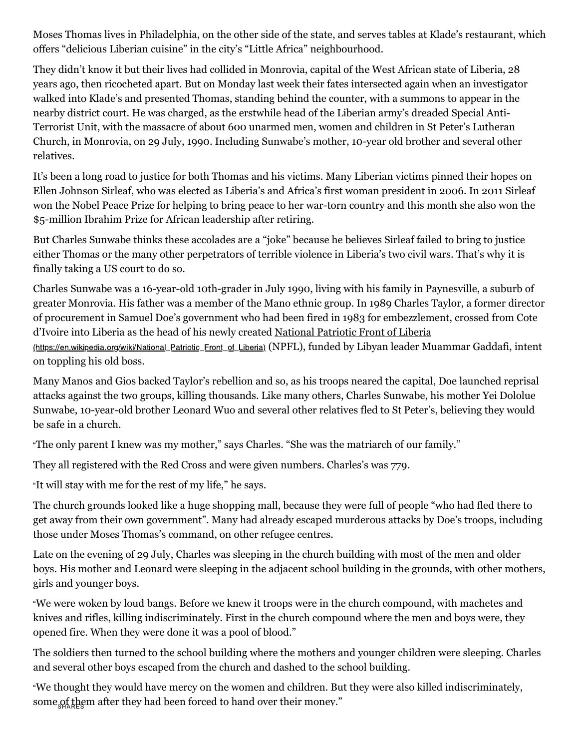Moses Thomas lives in Philadelphia, on the other side of the state, and serves tables at Klade's restaurant, which offers "delicious Liberian cuisine" in the city's "Little Africa" neighbourhood.

They didn't know it but their lives had collided in Monrovia, capital of the West African state of Liberia, 28 years ago, then ricocheted apart. But on Monday last week their fates intersected again when an investigator walked into Klade's and presented Thomas, standing behind the counter, with a summons to appear in the nearby district court. He was charged, as the erstwhile head of the Liberian army's dreaded Special Anti-Terrorist Unit, with the massacre of about 600 unarmed men, women and children in St Peter's Lutheran Church, in Monrovia, on 29 July, 1990. Including Sunwabe's mother, 10-year old brother and several other relatives.

It's been a long road to justice for both Thomas and his victims. Many Liberian victims pinned their hopes on Ellen Johnson Sirleaf, who was elected as Liberia's and Africa's first woman president in 2006. In 2011 Sirleaf won the Nobel Peace Prize for helping to bring peace to her war-torn country and this month she also won the $5-million Ibrahim Prize for African leadership after retiring.

But Charles Sunwabe thinks these accolades are a "joke" because he believes Sirleaf failed to bring to justice either Thomas or the many other perpetrators of terrible violence in Liberia's two civil wars. That's why it is finally taking a US court to do so.

Charles Sunwabe was a 16-year-old 10th-grader in July 1990, living with his family in Paynesville, a suburb of greater Monrovia. His father was a member of the Mano ethnic group. In 1989 Charles Taylor, a former director of procurement in Samuel Doe's government who had been fired in 1983 for embezzlement, crossed from Cote d'Ivoire into Liberia as the head of his newly created [National Patriotic Front of Liberia](https://en.wikipedia.org/wiki/National_Patriotic_Front_of_Liberia) (NPFL), funded by Libyan leader Muammar Gaddafi, intent on toppling his old boss.

Many Manos and Gios backed Taylor's rebellion and so, as his troops neared the capital, Doe launched reprisal attacks against the two groups, killing thousands. Like many others, Charles Sunwabe, his mother Yei Dololue Sunwabe, 10-year-old brother Leonard Wuo and several other relatives fled to St Peter's, believing they would be safe in a church.

"The only parent I knew was my mother," says Charles. "She was the matriarch of our family."

They all registered with the Red Cross and were given numbers. Charles's was 779.

"It will stay with me for the rest of my life," he says.

The church grounds looked like a huge shopping mall, because they were full of people "who had fled there to get away from their own government". Many had already escaped murderous attacks by Doe's troops, including those under Moses Thomas's command, on other refugee centres.

Late on the evening of 29 July, Charles was sleeping in the church building with most of the men and older boys. His mother and Leonard were sleeping in the adjacent school building in the grounds, with other mothers, girls and younger boys.

"We were woken by loud bangs. Before we knew it troops were in the church compound, with machetes and knives and rifles, killing indiscriminately. First in the church compound where the men and boys were, they opened fire. When they were done it was a pool of blood."

The soldiers then turned to the school building where the mothers and younger children were sleeping. Charles and several other boys escaped from the church and dashed to the school building.

"We thought they would have mercy on the women and children. But they were also killed indiscriminately, some of them after they had been forced to hand over their money."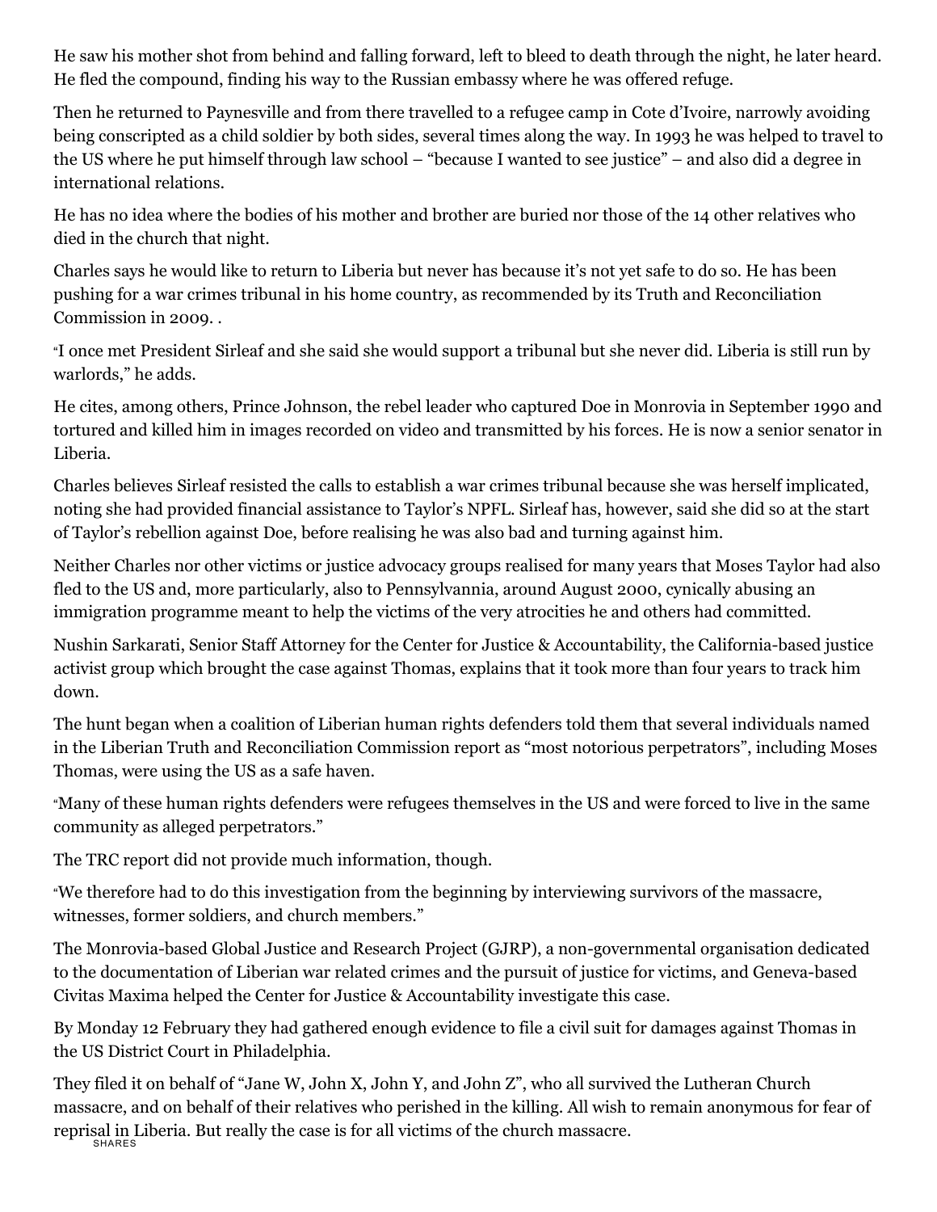He saw his mother shot from behind and falling forward, left to bleed to death through the night, he later heard. He fled the compound, finding his way to the Russian embassy where he was offered refuge.

Then he returned to Paynesville and from there travelled to a refugee camp in Cote d'Ivoire, narrowly avoiding being conscripted as a child soldier by both sides, several times along the way. In 1993 he was helped to travel to the US where he put himself through law school – "because I wanted to see justice" – and also did a degree in international relations.

He has no idea where the bodies of his mother and brother are buried nor those of the 14 other relatives who died in the church that night.

Charles says he would like to return to Liberia but never has because it's not yet safe to do so. He has been pushing for a war crimes tribunal in his home country, as recommended by its Truth and Reconciliation Commission in 2009. .

"I once met President Sirleaf and she said she would support a tribunal but she never did. Liberia is still run by warlords," he adds.

He cites, among others, Prince Johnson, the rebel leader who captured Doe in Monrovia in September 1990 and tortured and killed him in images recorded on video and transmitted by his forces. He is now a senior senator in Liberia.

Charles believes Sirleaf resisted the calls to establish a war crimes tribunal because she was herself implicated, noting she had provided financial assistance to Taylor's NPFL. Sirleaf has, however, said she did so at the start of Taylor's rebellion against Doe, before realising he was also bad and turning against him.

Neither Charles nor other victims or justice advocacy groups realised for many years that Moses Taylor had also fled to the US and, more particularly, also to Pennsylvannia, around August 2000, cynically abusing an immigration programme meant to help the victims of the very atrocities he and others had committed.

Nushin Sarkarati, Senior Staff Attorney for the Center for Justice & Accountability, the California-based justice activist group which brought the case against Thomas, explains that it took more than four years to track him down.

The hunt began when a coalition of Liberian human rights defenders told them that several individuals named in the Liberian Truth and Reconciliation Commission report as "most notorious perpetrators", including Moses Thomas, were using the US as a safe haven.

"Many of these human rights defenders were refugees themselves in the US and were forced to live in the same community as alleged perpetrators."

The TRC report did not provide much information, though.

"We therefore had to do this investigation from the beginning by interviewing survivors of the massacre, witnesses, former soldiers, and church members."

The Monrovia-based Global Justice and Research Project (GJRP), a non-governmental organisation dedicated to the documentation of Liberian war related crimes and the pursuit of justice for victims, and Geneva-based Civitas Maxima helped the Center for Justice & Accountability investigate this case.

By Monday 12 February they had gathered enough evidence to file a civil suit for damages against Thomas in the US District Court in Philadelphia.

They filed it on behalf of "Jane W, John X, John Y, and John Z", who all survived the Lutheran Church massacre, and on behalf of their relatives who perished in the killing. All wish to remain anonymous for fear of reprisal in Liberia. But really the case is for all victims of the church massacre.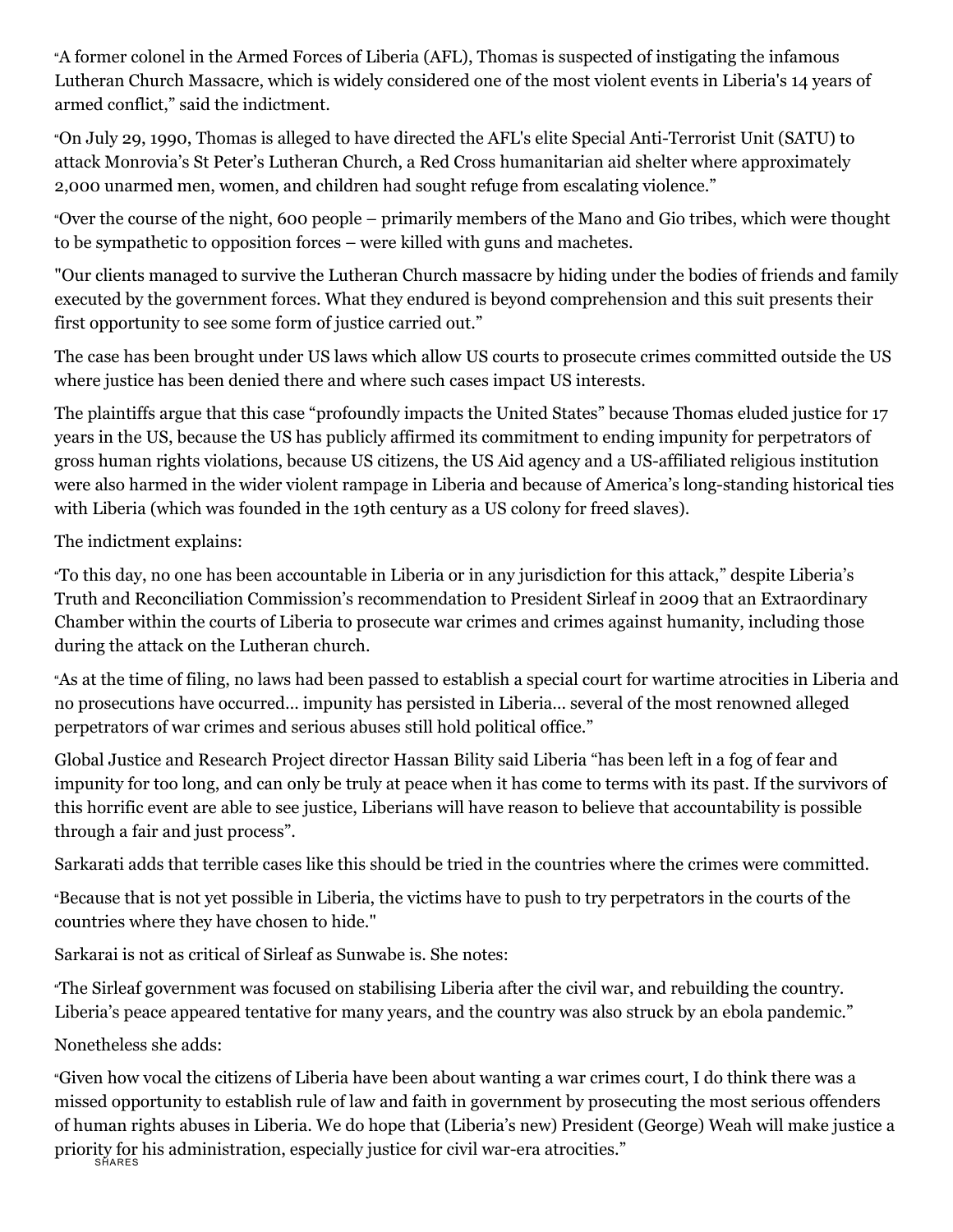"A former colonel in the Armed Forces of Liberia (AFL), Thomas is suspected of instigating the infamous Lutheran Church Massacre, which is widely considered one of the most violent events in Liberia's 14 years of armed conflict," said the indictment.

"On July 29, 1990, Thomas is alleged to have directed the AFL's elite Special Anti-Terrorist Unit (SATU) to attack Monrovia's St Peter's Lutheran Church, a Red Cross humanitarian aid shelter where approximately 2,000 unarmed men, women, and children had sought refuge from escalating violence."

"Over the course of the night, 600 people – primarily members of the Mano and Gio tribes, which were thought to be sympathetic to opposition forces – were killed with guns and machetes.

"Our clients managed to survive the Lutheran Church massacre by hiding under the bodies of friends and family executed by the government forces. What they endured is beyond comprehension and this suit presents their first opportunity to see some form of justice carried out."

The case has been brought under US laws which allow US courts to prosecute crimes committed outside the US where justice has been denied there and where such cases impact US interests.

The plaintiffs argue that this case "profoundly impacts the United States" because Thomas eluded justice for 17 years in the US, because the US has publicly affirmed its commitment to ending impunity for perpetrators of gross human rights violations, because US citizens, the US Aid agency and a US-affiliated religious institution were also harmed in the wider violent rampage in Liberia and because of America's long-standing historical ties with Liberia (which was founded in the 19th century as a US colony for freed slaves).

The indictment explains:

"To this day, no one has been accountable in Liberia or in any jurisdiction for this attack," despite Liberia's Truth and Reconciliation Commission's recommendation to President Sirleaf in 2009 that an Extraordinary Chamber within the courts of Liberia to prosecute war crimes and crimes against humanity, including those during the attack on the Lutheran church.

"As at the time of filing, no laws had been passed to establish a special court for wartime atrocities in Liberia and no prosecutions have occurred… impunity has persisted in Liberia… several of the most renowned alleged perpetrators of war crimes and serious abuses still hold political office."

Global Justice and Research Project director Hassan Bility said Liberia "has been left in a fog of fear and impunity for too long, and can only be truly at peace when it has come to terms with its past. If the survivors of this horrific event are able to see justice, Liberians will have reason to believe that accountability is possible through a fair and just process".

Sarkarati adds that terrible cases like this should be tried in the countries where the crimes were committed.

"Because that is not yet possible in Liberia, the victims have to push to try perpetrators in the courts of the countries where they have chosen to hide."

Sarkarai is not as critical of Sirleaf as Sunwabe is. She notes:

"The Sirleaf government was focused on stabilising Liberia after the civil war, and rebuilding the country. Liberia's peace appeared tentative for many years, and the country was also struck by an ebola pandemic."

Nonetheless she adds:

"Given how vocal the citizens of Liberia have been about wanting a war crimes court, I do think there was a missed opportunity to establish rule of law and faith in government by prosecuting the most serious offenders of human rights abuses in Liberia. We do hope that (Liberia's new) President (George) Weah will make justice a priority for his administration, especially justice for civil war-era atrocities."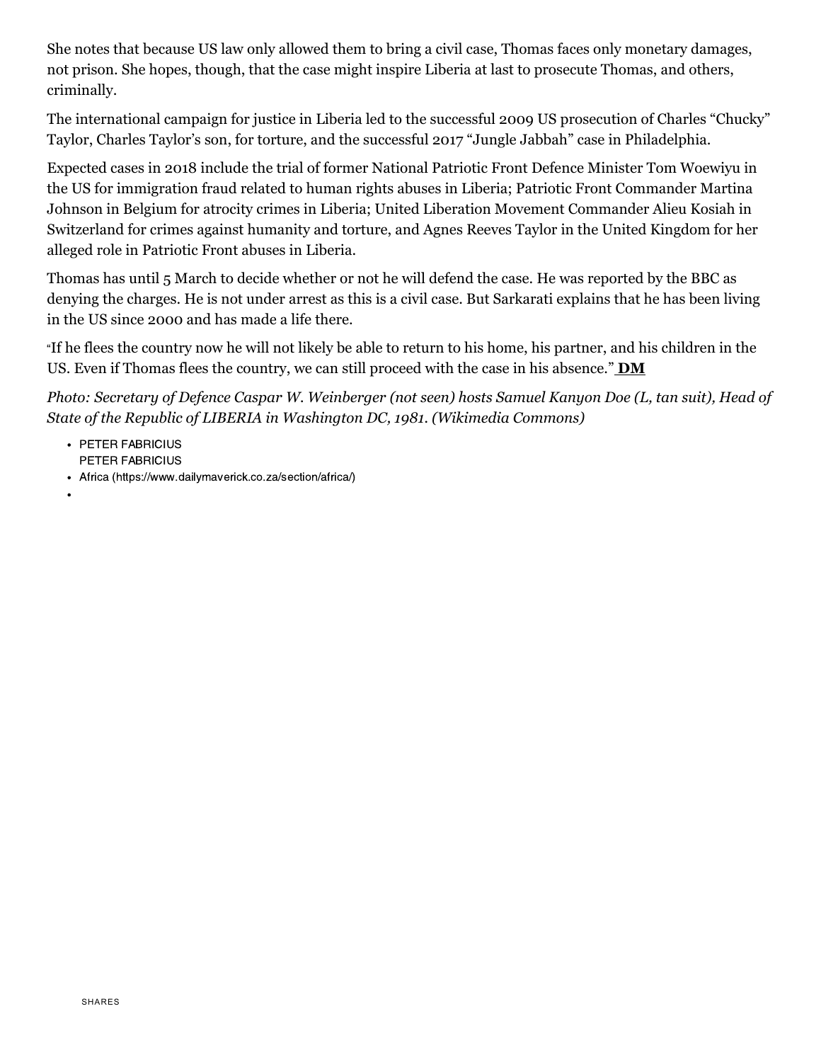She notes that because US law only allowed them to bring a civil case, Thomas faces only monetary damages, not prison. She hopes, though, that the case might inspire Liberia at last to prosecute Thomas, and others, criminally.

The international campaign for justice in Liberia led to the successful 2009 US prosecution of Charles "Chucky" Taylor, Charles Taylor's son, for torture, and the successful 2017 "Jungle Jabbah" case in Philadelphia.

Expected cases in 2018 include the trial of former National Patriotic Front Defence Minister Tom Woewiyu in the US for immigration fraud related to human rights abuses in Liberia; Patriotic Front Commander Martina Johnson in Belgium for atrocity crimes in Liberia; United Liberation Movement Commander Alieu Kosiah in Switzerland for crimes against humanity and torture, and Agnes Reeves Taylor in the United Kingdom for her alleged role in Patriotic Front abuses in Liberia.

Thomas has until 5 March to decide whether or not he will defend the case. He was reported by the BBC as denying the charges. He is not under arrest as this is a civil case. But Sarkarati explains that he has been living in the US since 2000 and has made a life there.

"If he flees the country now he will not likely be able to return to his home, his partner, and his children in the US. Even if Thomas flees the country, we can still proceed with the case in his absence." **DM**

*Photo: Secretary of Defence Caspar W. Weinberger (not seen) hosts Samuel Kanyon Doe (L, tan suit), Head of State of the Republic of LIBERIA in Washington DC, 1981. (Wikimedia Commons)*

- PETER FABRICIUS
  PETER FABRICIUS
- Africa (https://www.dailymaverick.co.za/section/africa/)

SHARES